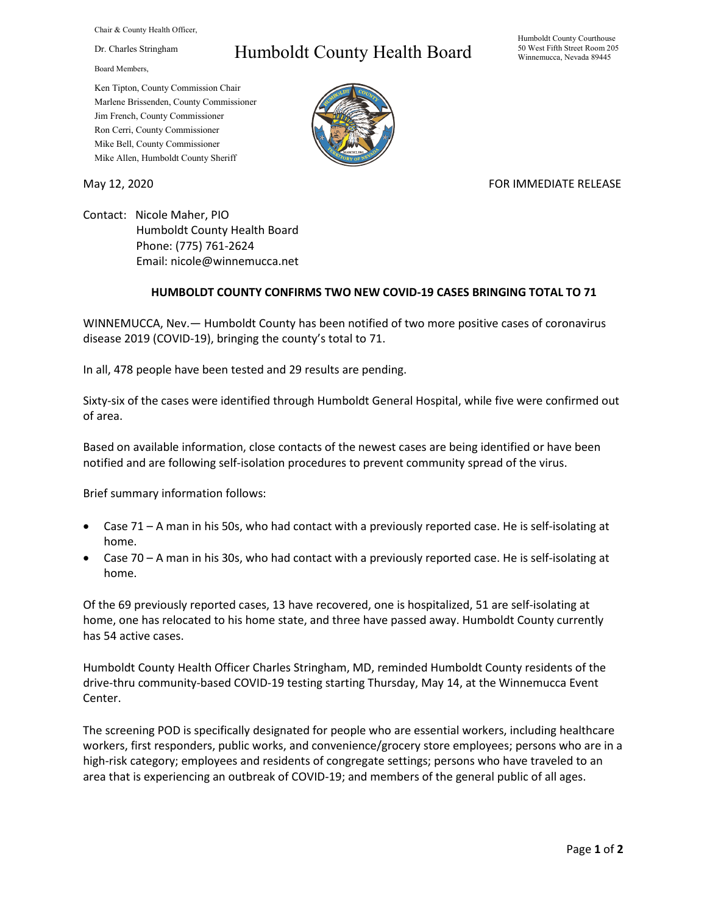Chair & County Health Officer,

Dr. Charles Stringham

Board Members,

Ken Tipton, County Commission Chair
Marlene Brissenden, County Commissioner
Jim French, County Commissioner
Ron Cerri, County Commissioner
Mike Bell, County Commissioner
Mike Allen, Humboldt County Sheriff

# Humboldt County Health Board

Humboldt County Courthouse
50 West Fifth Street Room 205
Winnemucca, Nevada 89445

May 12, 2020

FOR IMMEDIATE RELEASE

Contact: Nicole Maher, PIO
Humboldt County Health Board
Phone: (775) 761-2624
Email: nicole@winnemucca.net

**HUMBOLDT COUNTY CONFIRMS TWO NEW COVID-19 CASES BRINGING TOTAL TO 71**

WINNEMUCCA, Nev.— Humboldt County has been notified of two more positive cases of coronavirus disease 2019 (COVID-19), bringing the county's total to 71.

In all, 478 people have been tested and 29 results are pending.

Sixty-six of the cases were identified through Humboldt General Hospital, while five were confirmed out of area.

Based on available information, close contacts of the newest cases are being identified or have been notified and are following self-isolation procedures to prevent community spread of the virus.

Brief summary information follows:

- Case 71 – A man in his 50s, who had contact with a previously reported case. He is self-isolating at home.
- Case 70 – A man in his 30s, who had contact with a previously reported case. He is self-isolating at home.

Of the 69 previously reported cases, 13 have recovered, one is hospitalized, 51 are self-isolating at home, one has relocated to his home state, and three have passed away. Humboldt County currently has 54 active cases.

Humboldt County Health Officer Charles Stringham, MD, reminded Humboldt County residents of the drive-thru community-based COVID-19 testing starting Thursday, May 14, at the Winnemucca Event Center.

The screening POD is specifically designated for people who are essential workers, including healthcare workers, first responders, public works, and convenience/grocery store employees; persons who are in a high-risk category; employees and residents of congregate settings; persons who have traveled to an area that is experiencing an outbreak of COVID-19; and members of the general public of all ages.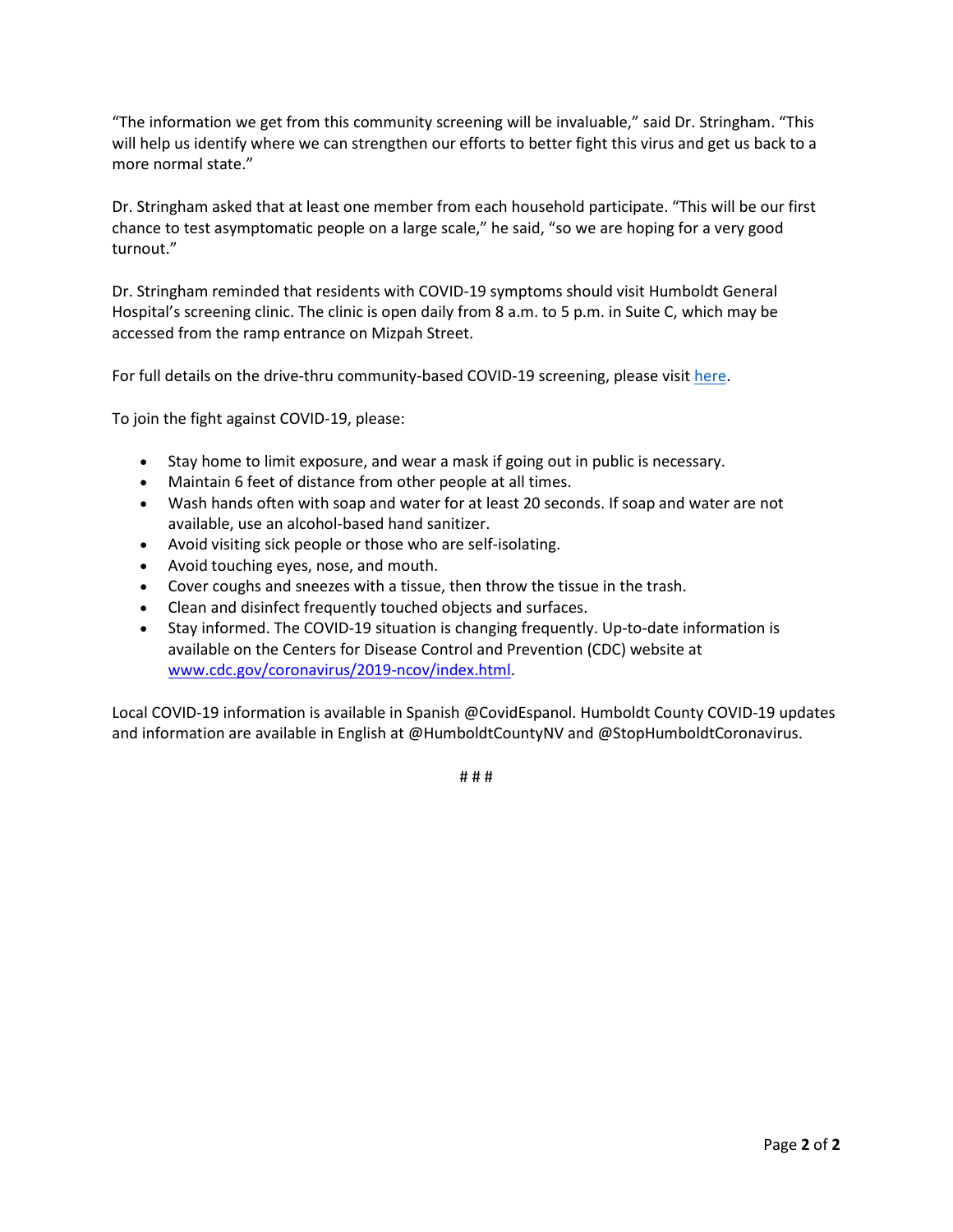"The information we get from this community screening will be invaluable," said Dr. Stringham. "This will help us identify where we can strengthen our efforts to better fight this virus and get us back to a more normal state."

Dr. Stringham asked that at least one member from each household participate. "This will be our first chance to test asymptomatic people on a large scale," he said, "so we are hoping for a very good turnout."

Dr. Stringham reminded that residents with COVID-19 symptoms should visit Humboldt General Hospital's screening clinic. The clinic is open daily from 8 a.m. to 5 p.m. in Suite C, which may be accessed from the ramp entrance on Mizpah Street.

For full details on the drive-thru community-based COVID-19 screening, please visit here.

To join the fight against COVID-19, please:

- Stay home to limit exposure, and wear a mask if going out in public is necessary.
- Maintain 6 feet of distance from other people at all times.
- Wash hands often with soap and water for at least 20 seconds. If soap and water are not available, use an alcohol-based hand sanitizer.
- Avoid visiting sick people or those who are self-isolating.
- Avoid touching eyes, nose, and mouth.
- Cover coughs and sneezes with a tissue, then throw the tissue in the trash.
- Clean and disinfect frequently touched objects and surfaces.
- Stay informed. The COVID-19 situation is changing frequently. Up-to-date information is available on the Centers for Disease Control and Prevention (CDC) website at www.cdc.gov/coronavirus/2019-ncov/index.html.

Local COVID-19 information is available in Spanish @CovidEspanol. Humboldt County COVID-19 updates and information are available in English at @HumboldtCountyNV and @StopHumboldtCoronavirus.

# # #